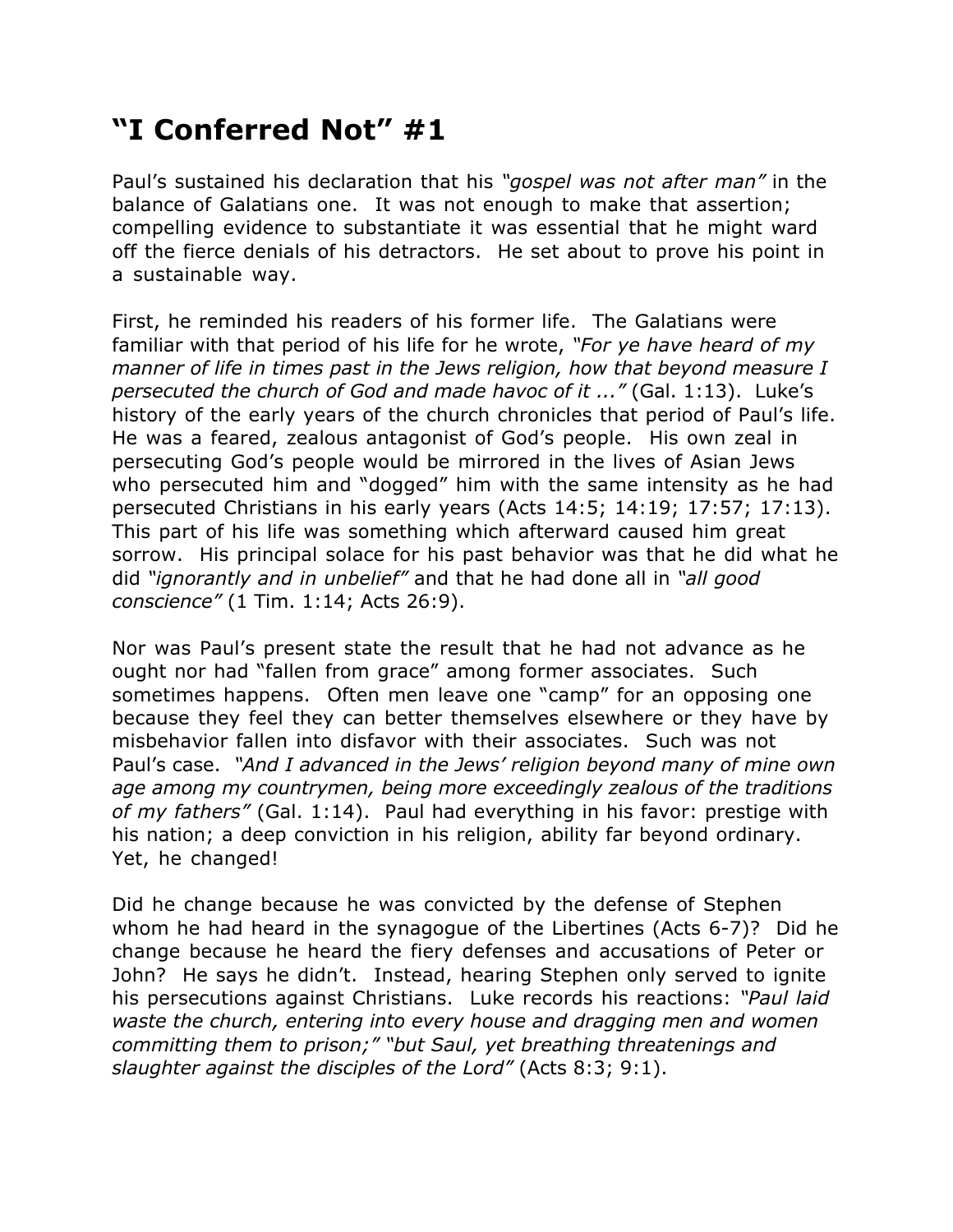# "I Conferred Not" #1

Paul's sustained his declaration that his *"gospel was not after man"* in the balance of Galatians one. It was not enough to make that assertion; compelling evidence to substantiate it was essential that he might ward off the fierce denials of his detractors. He set about to prove his point in a sustainable way.

First, he reminded his readers of his former life. The Galatians were familiar with that period of his life for he wrote, *"For ye have heard of my manner of life in times past in the Jews religion, how that beyond measure I persecuted the church of God and made havoc of it ..."* (Gal. 1:13). Luke's history of the early years of the church chronicles that period of Paul's life. He was a feared, zealous antagonist of God's people. His own zeal in persecuting God's people would be mirrored in the lives of Asian Jews who persecuted him and "dogged" him with the same intensity as he had persecuted Christians in his early years (Acts 14:5; 14:19; 17:57; 17:13). This part of his life was something which afterward caused him great sorrow. His principal solace for his past behavior was that he did what he did *"ignorantly and in unbelief"* and that he had done all in *"all good conscience"* (1 Tim. 1:14; Acts 26:9).

Nor was Paul's present state the result that he had not advance as he ought nor had "fallen from grace" among former associates. Such sometimes happens. Often men leave one "camp" for an opposing one because they feel they can better themselves elsewhere or they have by misbehavior fallen into disfavor with their associates. Such was not Paul's case. *"And I advanced in the Jews' religion beyond many of mine own age among my countrymen, being more exceedingly zealous of the traditions of my fathers"* (Gal. 1:14). Paul had everything in his favor: prestige with his nation; a deep conviction in his religion, ability far beyond ordinary. Yet, he changed!

Did he change because he was convicted by the defense of Stephen whom he had heard in the synagogue of the Libertines (Acts 6-7)? Did he change because he heard the fiery defenses and accusations of Peter or John? He says he didn't. Instead, hearing Stephen only served to ignite his persecutions against Christians. Luke records his reactions: *"Paul laid waste the church, entering into every house and dragging men and women committing them to prison;" "but Saul, yet breathing threatenings and slaughter against the disciples of the Lord"* (Acts 8:3; 9:1).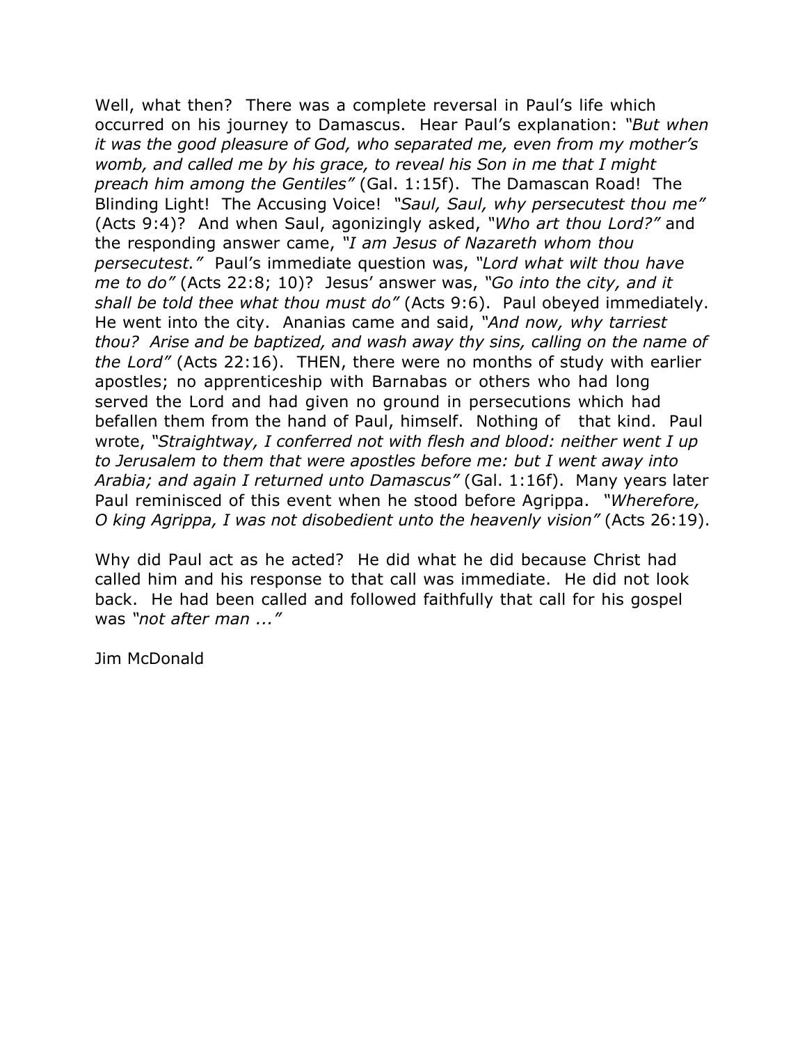Well, what then? There was a complete reversal in Paul's life which occurred on his journey to Damascus. Hear Paul's explanation: *"But when it was the good pleasure of God, who separated me, even from my mother's womb, and called me by his grace, to reveal his Son in me that I might preach him among the Gentiles"* (Gal. 1:15f). The Damascan Road! The Blinding Light! The Accusing Voice! *"Saul, Saul, why persecutest thou me"* (Acts 9:4)? And when Saul, agonizingly asked, *"Who art thou Lord?"* and the responding answer came, *"I am Jesus of Nazareth whom thou persecutest."* Paul's immediate question was, *"Lord what wilt thou have me to do"* (Acts 22:8; 10)? Jesus' answer was, *"Go into the city, and it shall be told thee what thou must do"* (Acts 9:6). Paul obeyed immediately. He went into the city. Ananias came and said, *"And now, why tarriest thou? Arise and be baptized, and wash away thy sins, calling on the name of the Lord"* (Acts 22:16). THEN, there were no months of study with earlier apostles; no apprenticeship with Barnabas or others who had long served the Lord and had given no ground in persecutions which had befallen them from the hand of Paul, himself. Nothing of that kind. Paul wrote, *"Straightway, I conferred not with flesh and blood: neither went I up to Jerusalem to them that were apostles before me: but I went away into Arabia; and again I returned unto Damascus"* (Gal. 1:16f). Many years later Paul reminisced of this event when he stood before Agrippa. *"Wherefore, O king Agrippa, I was not disobedient unto the heavenly vision"* (Acts 26:19).

Why did Paul act as he acted? He did what he did because Christ had called him and his response to that call was immediate. He did not look back. He had been called and followed faithfully that call for his gospel was *"not after man ..."*

Jim McDonald